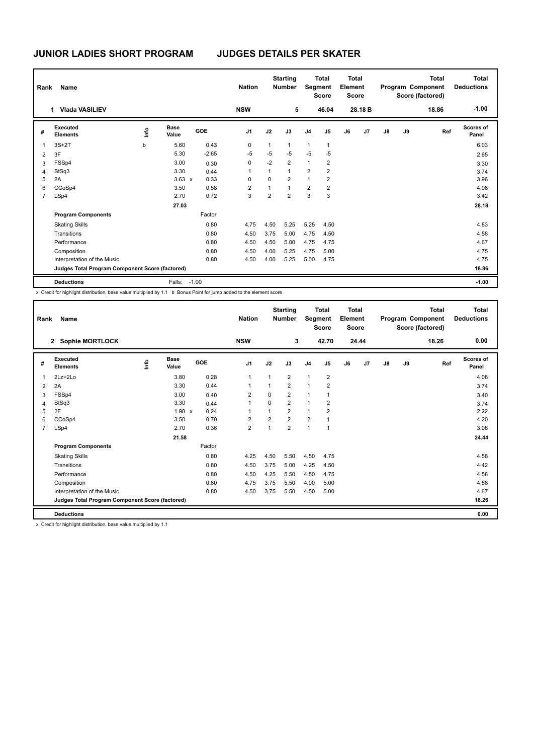# JUNIOR LADIES SHORT PROGRAM JUDGES DETAILS PER SKATER

| Rank | Name | Nation | Starting Number | Total Segment Score | Total Element Score | Total Program Component Score (factored) | Total Deductions |
|---|---|---|---|---|---|---|---|
| 1 | Vlada VASILIEV | NSW | 5 | 46.04 | 28.18 B | 18.86 | -1.00 |

| # | Executed Elements | Info | Base Value | | GOE | J1 | J2 | J3 | J4 | J5 | J6 | J7 | J8 | J9 | Ref | Scores of Panel |
|---|---|---|---|---|---|---|---|---|---|---|---|---|---|---|---|---|
| 1 | 3S+2T | b | 5.60 | | 0.43 | 0 | 1 | 1 | 1 | 1 | | | | | | 6.03 |
| 2 | 3F | | 5.30 | | -2.65 | -5 | -5 | -5 | -5 | -5 | | | | | | 2.65 |
| 3 | FSSp4 | | 3.00 | | 0.30 | 0 | -2 | 2 | 1 | 2 | | | | | | 3.30 |
| 4 | StSq3 | | 3.30 | | 0.44 | 1 | 1 | 1 | 2 | 2 | | | | | | 3.74 |
| 5 | 2A | | 3.63 | x | 0.33 | 0 | 0 | 2 | 1 | 2 | | | | | | 3.96 |
| 6 | CCoSp4 | | 3.50 | | 0.58 | 2 | 1 | 1 | 2 | 2 | | | | | | 4.08 |
| 7 | LSp4 | | 2.70 | | 0.72 | 3 | 2 | 2 | 3 | 3 | | | | | | 3.42 |
| | | | 27.03 | | | | | | | | | | | | | 28.18 |
| | **Program Components** | | | | Factor | | | | | | | | | | | |
| | Skating Skills | | | | 0.80 | 4.75 | 4.50 | 5.25 | 5.25 | 4.50 | | | | | | 4.83 |
| | Transitions | | | | 0.80 | 4.50 | 3.75 | 5.00 | 4.75 | 4.50 | | | | | | 4.58 |
| | Performance | | | | 0.80 | 4.50 | 4.50 | 5.00 | 4.75 | 4.75 | | | | | | 4.67 |
| | Composition | | | | 0.80 | 4.50 | 4.00 | 5.25 | 4.75 | 5.00 | | | | | | 4.75 |
| | Interpretation of the Music | | | | 0.80 | 4.50 | 4.00 | 5.25 | 5.00 | 4.75 | | | | | | 4.75 |
| | **Judges Total Program Component Score (factored)** | | | | | | | | | | | | | | | 18.86 |
| | **Deductions** | | Falls: | | -1.00 | | | | | | | | | | | -1.00 |

x Credit for highlight distribution, base value multiplied by 1.1 b Bonus Point for jump added to the element score

| Rank | Name | Nation | Starting Number | Total Segment Score | Total Element Score | Total Program Component Score (factored) | Total Deductions |
|---|---|---|---|---|---|---|---|
| 2 | Sophie MORTLOCK | NSW | 3 | 42.70 | 24.44 | 18.26 | 0.00 |

| # | Executed Elements | Info | Base Value | | GOE | J1 | J2 | J3 | J4 | J5 | J6 | J7 | J8 | J9 | Ref | Scores of Panel |
|---|---|---|---|---|---|---|---|---|---|---|---|---|---|---|---|---|
| 1 | 2Lz+2Lo | | 3.80 | | 0.28 | 1 | 1 | 2 | 1 | 2 | | | | | | 4.08 |
| 2 | 2A | | 3.30 | | 0.44 | 1 | 1 | 2 | 1 | 2 | | | | | | 3.74 |
| 3 | FSSp4 | | 3.00 | | 0.40 | 2 | 0 | 2 | 1 | 1 | | | | | | 3.40 |
| 4 | StSq3 | | 3.30 | | 0.44 | 1 | 0 | 2 | 1 | 2 | | | | | | 3.74 |
| 5 | 2F | | 1.98 | x | 0.24 | 1 | 1 | 2 | 1 | 2 | | | | | | 2.22 |
| 6 | CCoSp4 | | 3.50 | | 0.70 | 2 | 2 | 2 | 2 | 1 | | | | | | 4.20 |
| 7 | LSp4 | | 2.70 | | 0.36 | 2 | 1 | 2 | 1 | 1 | | | | | | 3.06 |
| | | | 21.58 | | | | | | | | | | | | | 24.44 |
| | **Program Components** | | | | Factor | | | | | | | | | | | |
| | Skating Skills | | | | 0.80 | 4.25 | 4.50 | 5.50 | 4.50 | 4.75 | | | | | | 4.58 |
| | Transitions | | | | 0.80 | 4.50 | 3.75 | 5.00 | 4.25 | 4.50 | | | | | | 4.42 |
| | Performance | | | | 0.80 | 4.50 | 4.25 | 5.50 | 4.50 | 4.75 | | | | | | 4.58 |
| | Composition | | | | 0.80 | 4.75 | 3.75 | 5.50 | 4.00 | 5.00 | | | | | | 4.58 |
| | Interpretation of the Music | | | | 0.80 | 4.50 | 3.75 | 5.50 | 4.50 | 5.00 | | | | | | 4.67 |
| | **Judges Total Program Component Score (factored)** | | | | | | | | | | | | | | | 18.26 |
| | **Deductions** | | | | | | | | | | | | | | | 0.00 |

x Credit for highlight distribution, base value multiplied by 1.1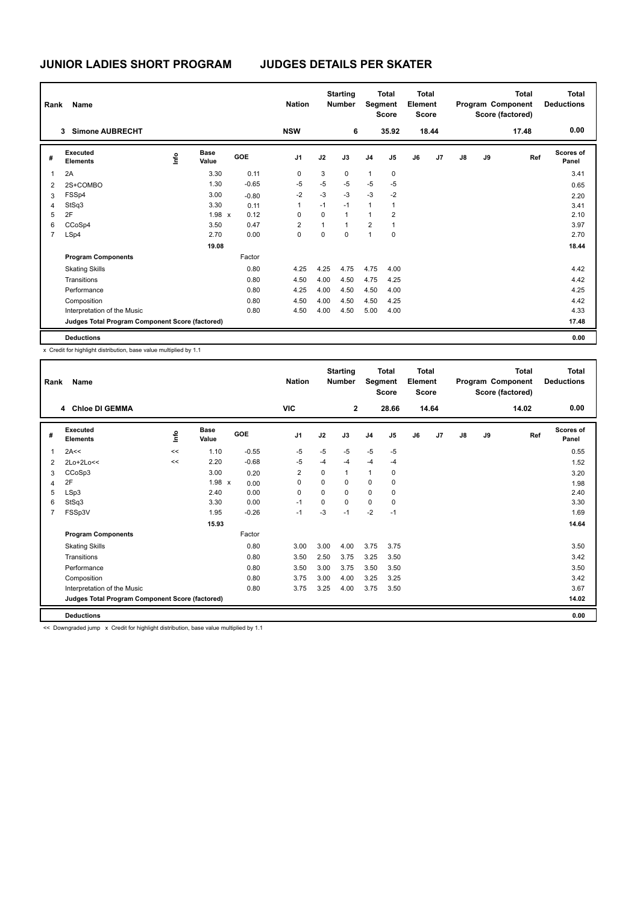# JUNIOR LADIES SHORT PROGRAM JUDGES DETAILS PER SKATER

| Rank | Name | Nation | Starting Number | Total Segment Score | Total Element Score | Total Program Component Score (factored) | Total Deductions |
|---|---|---|---|---|---|---|---|
| 3 | Simone AUBRECHT | NSW | 6 | 35.92 | 18.44 | 17.48 | 0.00 |

| # | Executed Elements | Info | Base Value | | GOE | J1 | J2 | J3 | J4 | J5 | J6 | J7 | J8 | J9 | Ref | Scores of Panel |
|---|---|---|---|---|---|---|---|---|---|---|---|---|---|---|---|---|
| 1 | 2A | | 3.30 | | 0.11 | 0 | 3 | 0 | 1 | 0 | | | | | | 3.41 |
| 2 | 2S+COMBO | | 1.30 | | -0.65 | -5 | -5 | -5 | -5 | -5 | | | | | | 0.65 |
| 3 | FSSp4 | | 3.00 | | -0.80 | -2 | -3 | -3 | -3 | -2 | | | | | | 2.20 |
| 4 | StSq3 | | 3.30 | | 0.11 | 1 | -1 | -1 | 1 | 1 | | | | | | 3.41 |
| 5 | 2F | | 1.98 | x | 0.12 | 0 | 0 | 1 | 1 | 2 | | | | | | 2.10 |
| 6 | CCoSp4 | | 3.50 | | 0.47 | 2 | 1 | 1 | 2 | 1 | | | | | | 3.97 |
| 7 | LSp4 | | 2.70 | | 0.00 | 0 | 0 | 0 | 1 | 0 | | | | | | 2.70 |
| | | | 19.08 | | | | | | | | | | | | | 18.44 |
| | **Program Components** | | | | Factor | | | | | | | | | | | |
| | Skating Skills | | | | 0.80 | 4.25 | 4.25 | 4.75 | 4.75 | 4.00 | | | | | | 4.42 |
| | Transitions | | | | 0.80 | 4.50 | 4.00 | 4.50 | 4.75 | 4.25 | | | | | | 4.42 |
| | Performance | | | | 0.80 | 4.25 | 4.00 | 4.50 | 4.50 | 4.00 | | | | | | 4.25 |
| | Composition | | | | 0.80 | 4.50 | 4.00 | 4.50 | 4.50 | 4.25 | | | | | | 4.42 |
| | Interpretation of the Music | | | | 0.80 | 4.50 | 4.00 | 4.50 | 5.00 | 4.00 | | | | | | 4.33 |
| | **Judges Total Program Component Score (factored)** | | | | | | | | | | | | | | | 17.48 |
| | **Deductions** | | | | | | | | | | | | | | | 0.00 |

x Credit for highlight distribution, base value multiplied by 1.1

| Rank | Name | Nation | Starting Number | Total Segment Score | Total Element Score | Total Program Component Score (factored) | Total Deductions |
|---|---|---|---|---|---|---|---|
| 4 | Chloe DI GEMMA | VIC | 2 | 28.66 | 14.64 | 14.02 | 0.00 |

| # | Executed Elements | Info | Base Value | | GOE | J1 | J2 | J3 | J4 | J5 | J6 | J7 | J8 | J9 | Ref | Scores of Panel |
|---|---|---|---|---|---|---|---|---|---|---|---|---|---|---|---|---|
| 1 | 2A<< | << | 1.10 | | -0.55 | -5 | -5 | -5 | -5 | -5 | | | | | | 0.55 |
| 2 | 2Lo+2Lo<< | << | 2.20 | | -0.68 | -5 | -4 | -4 | -4 | -4 | | | | | | 1.52 |
| 3 | CCoSp3 | | 3.00 | | 0.20 | 2 | 0 | 1 | 1 | 0 | | | | | | 3.20 |
| 4 | 2F | | 1.98 | x | 0.00 | 0 | 0 | 0 | 0 | 0 | | | | | | 1.98 |
| 5 | LSp3 | | 2.40 | | 0.00 | 0 | 0 | 0 | 0 | 0 | | | | | | 2.40 |
| 6 | StSq3 | | 3.30 | | 0.00 | -1 | 0 | 0 | 0 | 0 | | | | | | 3.30 |
| 7 | FSSp3V | | 1.95 | | -0.26 | -1 | -3 | -1 | -2 | -1 | | | | | | 1.69 |
| | | | 15.93 | | | | | | | | | | | | | 14.64 |
| | **Program Components** | | | | Factor | | | | | | | | | | | |
| | Skating Skills | | | | 0.80 | 3.00 | 3.00 | 4.00 | 3.75 | 3.75 | | | | | | 3.50 |
| | Transitions | | | | 0.80 | 3.50 | 2.50 | 3.75 | 3.25 | 3.50 | | | | | | 3.42 |
| | Performance | | | | 0.80 | 3.50 | 3.00 | 3.75 | 3.50 | 3.50 | | | | | | 3.50 |
| | Composition | | | | 0.80 | 3.75 | 3.00 | 4.00 | 3.25 | 3.25 | | | | | | 3.42 |
| | Interpretation of the Music | | | | 0.80 | 3.75 | 3.25 | 4.00 | 3.75 | 3.50 | | | | | | 3.67 |
| | **Judges Total Program Component Score (factored)** | | | | | | | | | | | | | | | 14.02 |
| | **Deductions** | | | | | | | | | | | | | | | 0.00 |

<< Downgraded jump x Credit for highlight distribution, base value multiplied by 1.1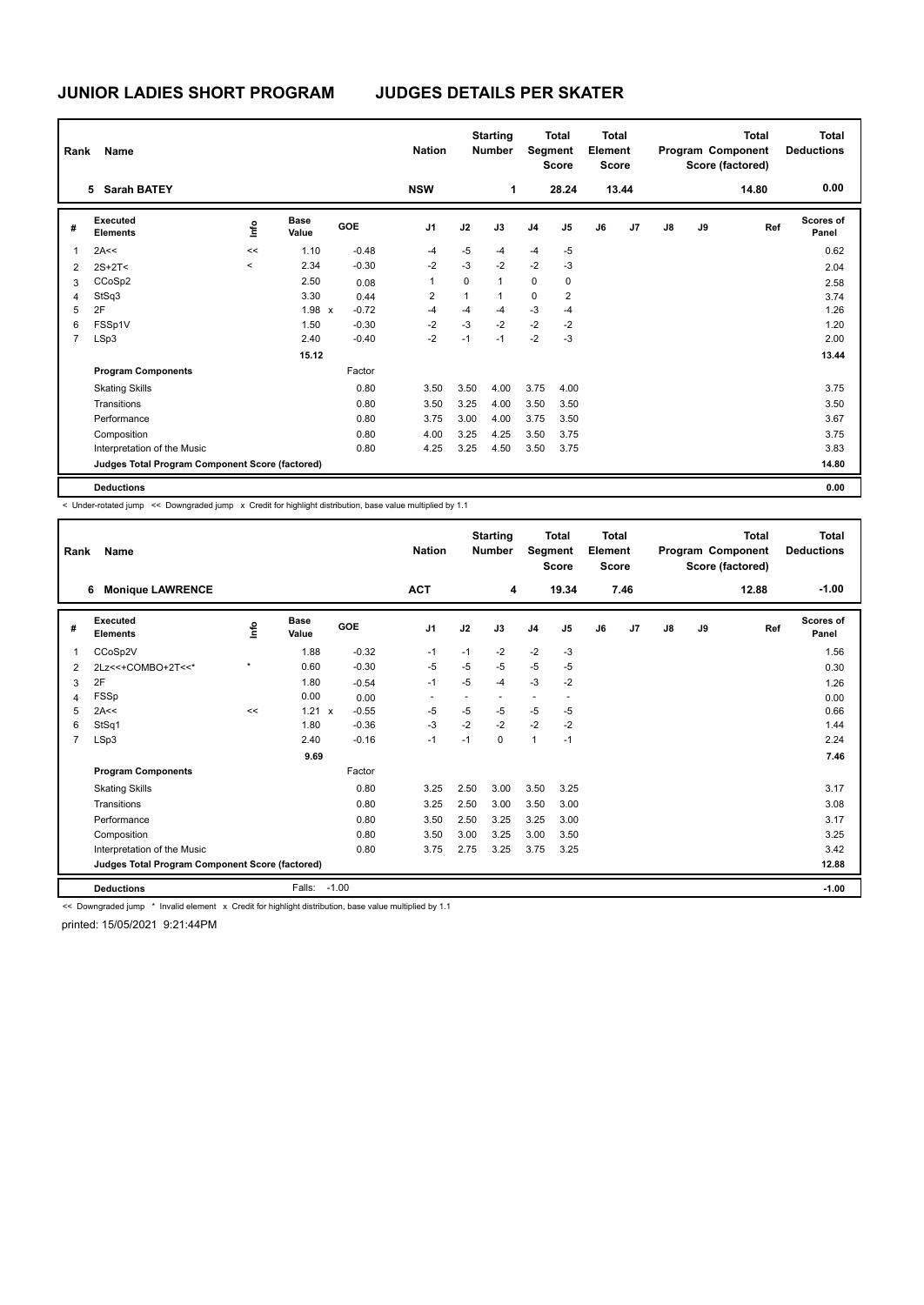# JUNIOR LADIES SHORT PROGRAM    JUDGES DETAILS PER SKATER

| Rank | Name | Nation | Starting Number | Total Segment Score | Total Element Score | Total Program Component Score (factored) | Total Deductions |
|---|---|---|---|---|---|---|---|
| 5 | Sarah BATEY | NSW | 1 | 28.24 | 13.44 | 14.80 | 0.00 |

| # | Executed Elements | Info | Base Value | | GOE | J1 | J2 | J3 | J4 | J5 | J6 | J7 | J8 | J9 | Ref | Scores of Panel |
|---|---|---|---|---|---|---|---|---|---|---|---|---|---|---|---|---|
| 1 | 2A<< | << | 1.10 | | -0.48 | -4 | -5 | -4 | -4 | -5 | | | | | | 0.62 |
| 2 | 2S+2T< | < | 2.34 | | -0.30 | -2 | -3 | -2 | -2 | -3 | | | | | | 2.04 |
| 3 | CCoSp2 | | 2.50 | | 0.08 | 1 | 0 | 1 | 0 | 0 | | | | | | 2.58 |
| 4 | StSq3 | | 3.30 | | 0.44 | 2 | 1 | 1 | 0 | 2 | | | | | | 3.74 |
| 5 | 2F | | 1.98 | x | -0.72 | -4 | -4 | -4 | -3 | -4 | | | | | | 1.26 |
| 6 | FSSp1V | | 1.50 | | -0.30 | -2 | -3 | -2 | -2 | -2 | | | | | | 1.20 |
| 7 | LSp3 | | 2.40 | | -0.40 | -2 | -1 | -1 | -2 | -3 | | | | | | 2.00 |
| | | | 15.12 | | | | | | | | | | | | | 13.44 |
| | **Program Components** | | | | Factor | | | | | | | | | | | |
| | Skating Skills | | | | 0.80 | 3.50 | 3.50 | 4.00 | 3.75 | 4.00 | | | | | | 3.75 |
| | Transitions | | | | 0.80 | 3.50 | 3.25 | 4.00 | 3.50 | 3.50 | | | | | | 3.50 |
| | Performance | | | | 0.80 | 3.75 | 3.00 | 4.00 | 3.75 | 3.50 | | | | | | 3.67 |
| | Composition | | | | 0.80 | 4.00 | 3.25 | 4.25 | 3.50 | 3.75 | | | | | | 3.75 |
| | Interpretation of the Music | | | | 0.80 | 4.25 | 3.25 | 4.50 | 3.50 | 3.75 | | | | | | 3.83 |
| | **Judges Total Program Component Score (factored)** | | | | | | | | | | | | | | | 14.80 |
| | **Deductions** | | | | | | | | | | | | | | | 0.00 |

< Under-rotated jump << Downgraded jump x Credit for highlight distribution, base value multiplied by 1.1

| Rank | Name | Nation | Starting Number | Total Segment Score | Total Element Score | Total Program Component Score (factored) | Total Deductions |
|---|---|---|---|---|---|---|---|
| 6 | Monique LAWRENCE | ACT | 4 | 19.34 | 7.46 | 12.88 | -1.00 |

| # | Executed Elements | Info | Base Value | | GOE | J1 | J2 | J3 | J4 | J5 | J6 | J7 | J8 | J9 | Ref | Scores of Panel |
|---|---|---|---|---|---|---|---|---|---|---|---|---|---|---|---|---|
| 1 | CCoSp2V | | 1.88 | | -0.32 | -1 | -1 | -2 | -2 | -3 | | | | | | 1.56 |
| 2 | 2Lz<<+COMBO+2T<<* | * | 0.60 | | -0.30 | -5 | -5 | -5 | -5 | -5 | | | | | | 0.30 |
| 3 | 2F | | 1.80 | | -0.54 | -1 | -5 | -4 | -3 | -2 | | | | | | 1.26 |
| 4 | FSSp | | 0.00 | | 0.00 | - | - | - | - | - | | | | | | 0.00 |
| 5 | 2A<< | << | 1.21 | x | -0.55 | -5 | -5 | -5 | -5 | -5 | | | | | | 0.66 |
| 6 | StSq1 | | 1.80 | | -0.36 | -3 | -2 | -2 | -2 | -2 | | | | | | 1.44 |
| 7 | LSp3 | | 2.40 | | -0.16 | -1 | -1 | 0 | 1 | -1 | | | | | | 2.24 |
| | | | 9.69 | | | | | | | | | | | | | 7.46 |
| | **Program Components** | | | | Factor | | | | | | | | | | | |
| | Skating Skills | | | | 0.80 | 3.25 | 2.50 | 3.00 | 3.50 | 3.25 | | | | | | 3.17 |
| | Transitions | | | | 0.80 | 3.25 | 2.50 | 3.00 | 3.50 | 3.00 | | | | | | 3.08 |
| | Performance | | | | 0.80 | 3.50 | 2.50 | 3.25 | 3.25 | 3.00 | | | | | | 3.17 |
| | Composition | | | | 0.80 | 3.50 | 3.00 | 3.25 | 3.00 | 3.50 | | | | | | 3.25 |
| | Interpretation of the Music | | | | 0.80 | 3.75 | 2.75 | 3.25 | 3.75 | 3.25 | | | | | | 3.42 |
| | **Judges Total Program Component Score (factored)** | | | | | | | | | | | | | | | 12.88 |
| | **Deductions** | | Falls: | -1.00 | | | | | | | | | | | | -1.00 |

<< Downgraded jump * Invalid element x Credit for highlight distribution, base value multiplied by 1.1

printed: 15/05/2021 9:21:44PM